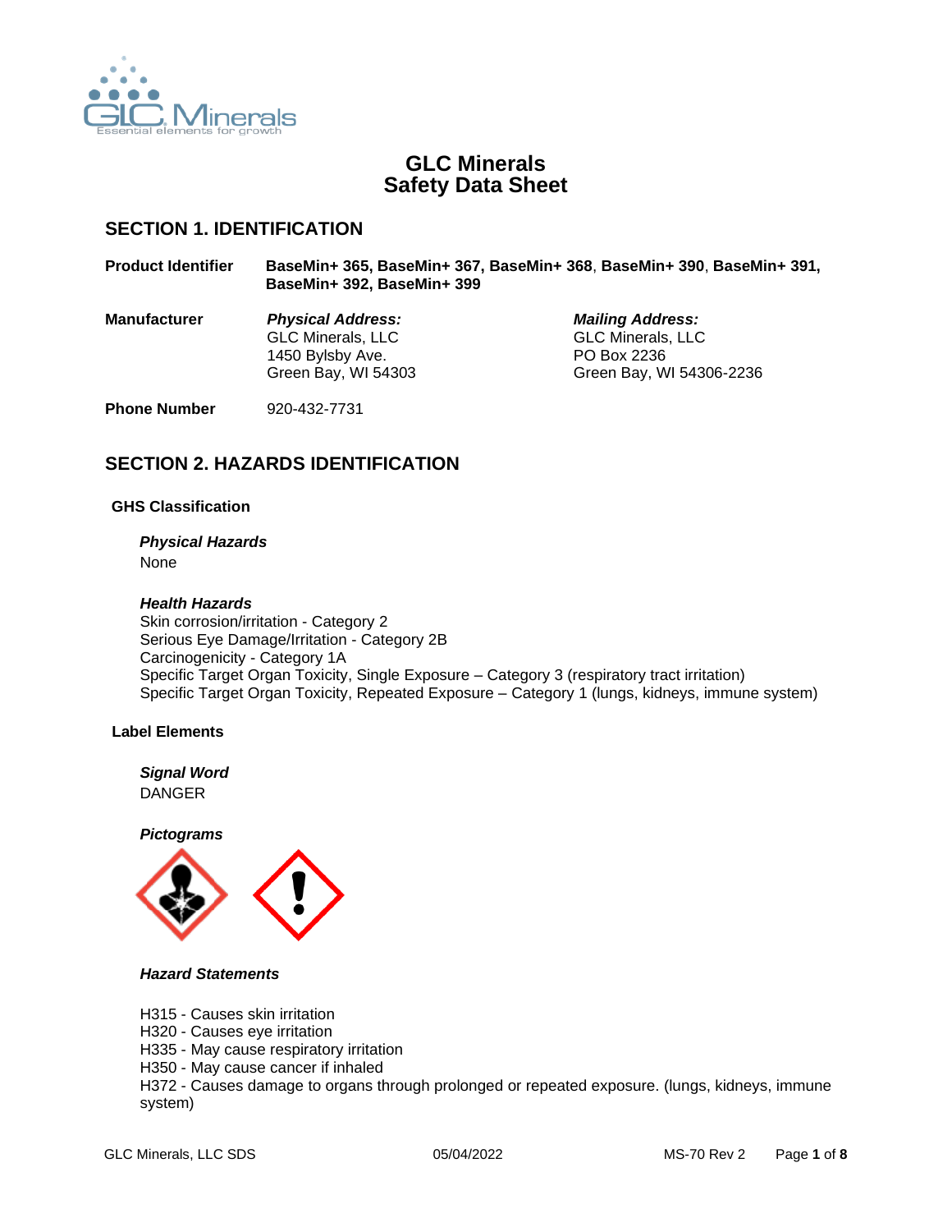# GLC Minerals
# Safety Data Sheet

## SECTION 1. IDENTIFICATION

**Product Identifier** **BaseMin+ 365, BaseMin+ 367, BaseMin+ 368, BaseMin+ 390, BaseMin+ 391, BaseMin+ 392, BaseMin+ 399**

**Manufacturer**

*Physical Address:*
GLC Minerals, LLC
1450 Bylsby Ave.
Green Bay, WI 54303

*Mailing Address:*
GLC Minerals, LLC
PO Box 2236
Green Bay, WI 54306-2236

**Phone Number** 920-432-7731

## SECTION 2. HAZARDS IDENTIFICATION

### GHS Classification

***Physical Hazards***
None

***Health Hazards***
Skin corrosion/irritation - Category 2
Serious Eye Damage/Irritation - Category 2B
Carcinogenicity - Category 1A
Specific Target Organ Toxicity, Single Exposure – Category 3 (respiratory tract irritation)
Specific Target Organ Toxicity, Repeated Exposure – Category 1 (lungs, kidneys, immune system)

### Label Elements

***Signal Word***
DANGER

***Pictograms***

***Hazard Statements***

H315 - Causes skin irritation
H320 - Causes eye irritation
H335 - May cause respiratory irritation
H350 - May cause cancer if inhaled
H372 - Causes damage to organs through prolonged or repeated exposure. (lungs, kidneys, immune system)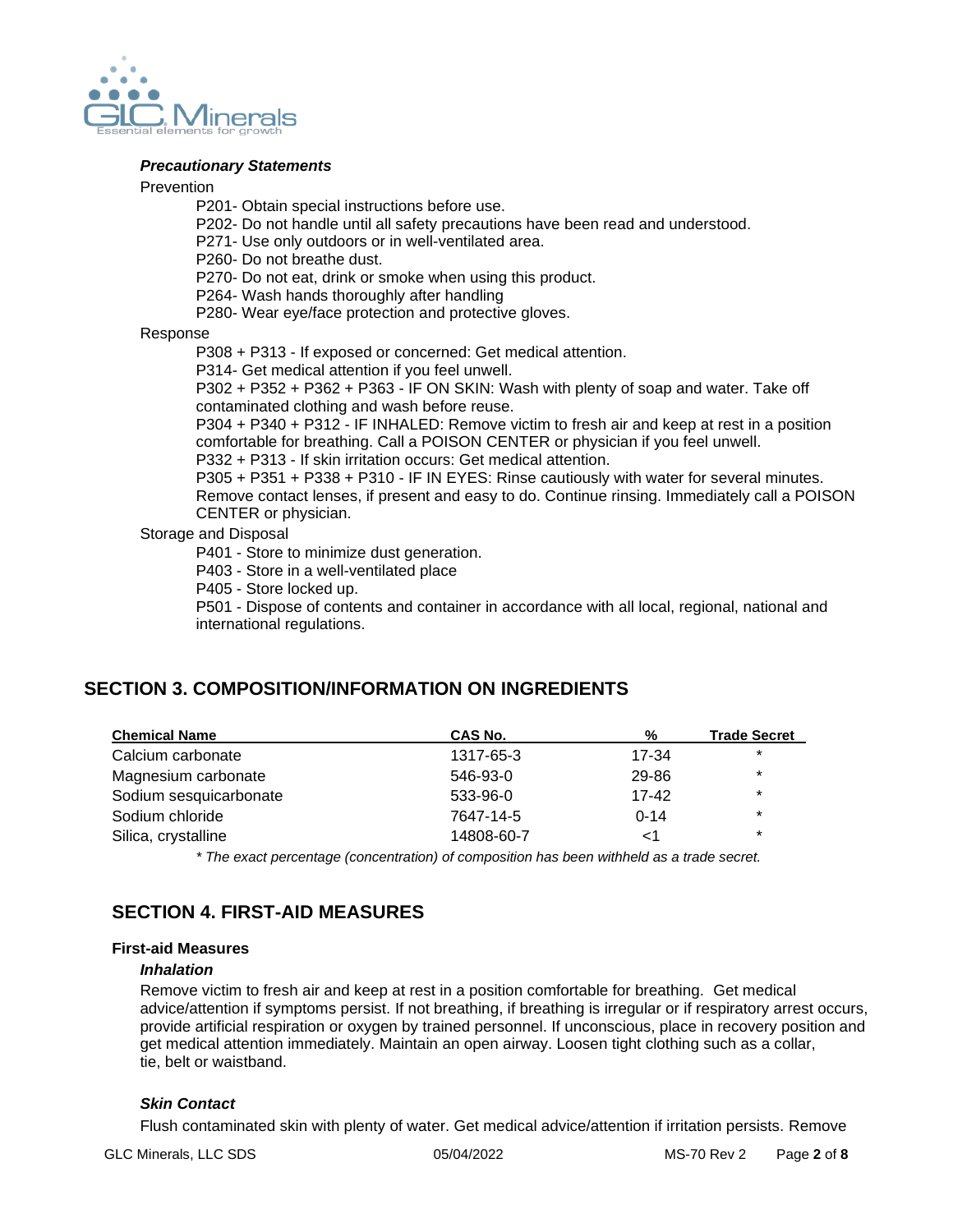***Precautionary Statements***

Prevention

P201- Obtain special instructions before use.
P202- Do not handle until all safety precautions have been read and understood.
P271- Use only outdoors or in well-ventilated area.
P260- Do not breathe dust.
P270- Do not eat, drink or smoke when using this product.
P264- Wash hands thoroughly after handling
P280- Wear eye/face protection and protective gloves.

Response

P308 + P313 - If exposed or concerned: Get medical attention.
P314- Get medical attention if you feel unwell.
P302 + P352 + P362 + P363 - IF ON SKIN: Wash with plenty of soap and water. Take off contaminated clothing and wash before reuse.
P304 + P340 + P312 - IF INHALED: Remove victim to fresh air and keep at rest in a position comfortable for breathing. Call a POISON CENTER or physician if you feel unwell.
P332 + P313 - If skin irritation occurs: Get medical attention.
P305 + P351 + P338 + P310 - IF IN EYES: Rinse cautiously with water for several minutes. Remove contact lenses, if present and easy to do. Continue rinsing. Immediately call a POISON CENTER or physician.

Storage and Disposal

P401 - Store to minimize dust generation.
P403 - Store in a well-ventilated place
P405 - Store locked up.
P501 - Dispose of contents and container in accordance with all local, regional, national and international regulations.

## SECTION 3. COMPOSITION/INFORMATION ON INGREDIENTS

| Chemical Name | CAS No. | % | Trade Secret |
|---|---|---|---|
| Calcium carbonate | 1317-65-3 | 17-34 | * |
| Magnesium carbonate | 546-93-0 | 29-86 | * |
| Sodium sesquicarbonate | 533-96-0 | 17-42 | * |
| Sodium chloride | 7647-14-5 | 0-14 | * |
| Silica, crystalline | 14808-60-7 | <1 | * |

*\* The exact percentage (concentration) of composition has been withheld as a trade secret.*

## SECTION 4. FIRST-AID MEASURES

**First-aid Measures**

***Inhalation***

Remove victim to fresh air and keep at rest in a position comfortable for breathing. Get medical advice/attention if symptoms persist. If not breathing, if breathing is irregular or if respiratory arrest occurs, provide artificial respiration or oxygen by trained personnel. If unconscious, place in recovery position and get medical attention immediately. Maintain an open airway. Loosen tight clothing such as a collar, tie, belt or waistband.

***Skin Contact***

Flush contaminated skin with plenty of water. Get medical advice/attention if irritation persists. Remove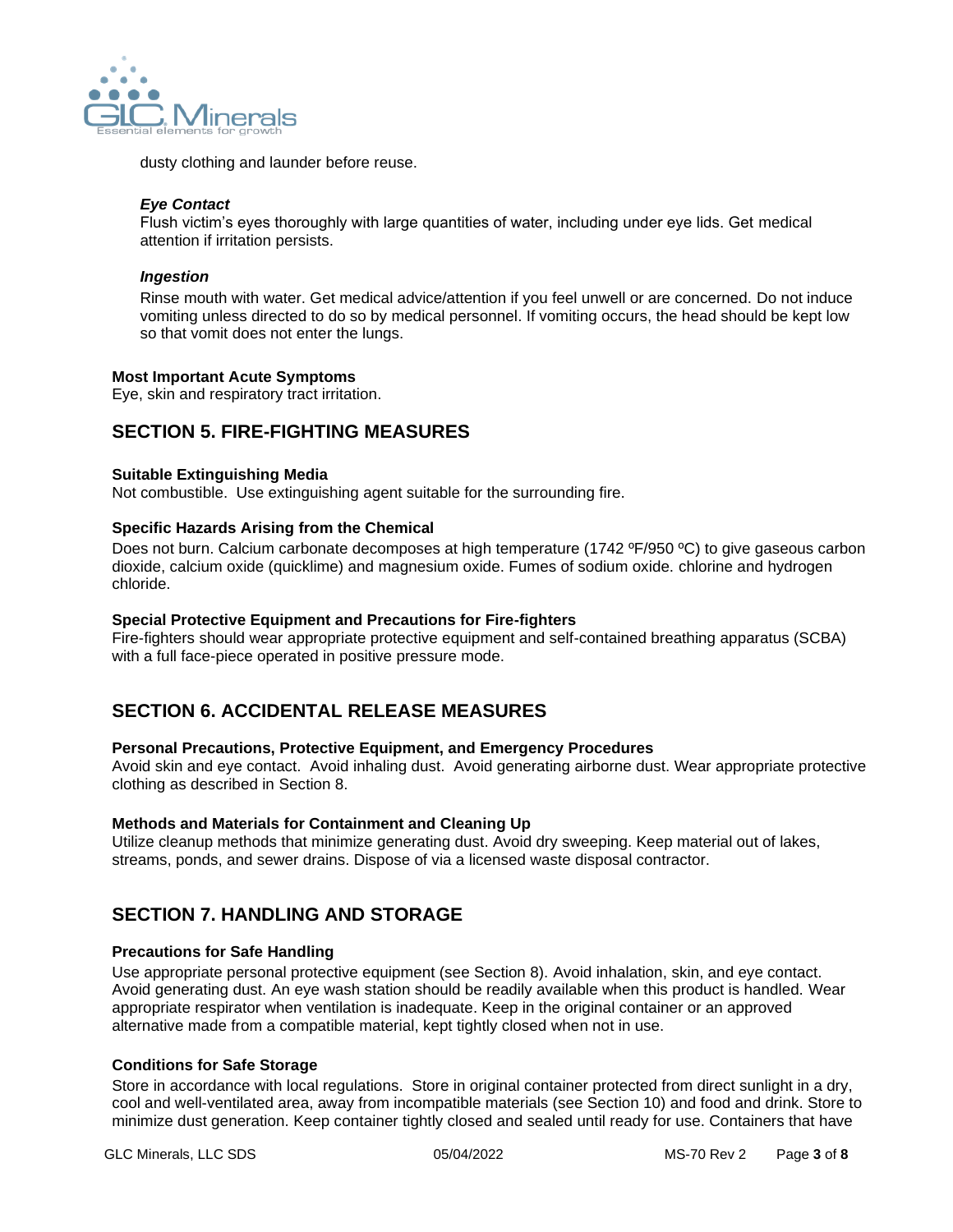dusty clothing and launder before reuse.

***Eye Contact***

Flush victim's eyes thoroughly with large quantities of water, including under eye lids. Get medical attention if irritation persists.

***Ingestion***

Rinse mouth with water. Get medical advice/attention if you feel unwell or are concerned. Do not induce vomiting unless directed to do so by medical personnel. If vomiting occurs, the head should be kept low so that vomit does not enter the lungs.

**Most Important Acute Symptoms**

Eye, skin and respiratory tract irritation.

## SECTION 5. FIRE-FIGHTING MEASURES

**Suitable Extinguishing Media**

Not combustible. Use extinguishing agent suitable for the surrounding fire.

**Specific Hazards Arising from the Chemical**

Does not burn. Calcium carbonate decomposes at high temperature (1742 ºF/950 ºC) to give gaseous carbon dioxide, calcium oxide (quicklime) and magnesium oxide. Fumes of sodium oxide. chlorine and hydrogen chloride.

**Special Protective Equipment and Precautions for Fire-fighters**

Fire-fighters should wear appropriate protective equipment and self-contained breathing apparatus (SCBA) with a full face-piece operated in positive pressure mode.

## SECTION 6. ACCIDENTAL RELEASE MEASURES

**Personal Precautions, Protective Equipment, and Emergency Procedures**

Avoid skin and eye contact. Avoid inhaling dust. Avoid generating airborne dust. Wear appropriate protective clothing as described in Section 8.

**Methods and Materials for Containment and Cleaning Up**

Utilize cleanup methods that minimize generating dust. Avoid dry sweeping. Keep material out of lakes, streams, ponds, and sewer drains. Dispose of via a licensed waste disposal contractor.

## SECTION 7. HANDLING AND STORAGE

**Precautions for Safe Handling**

Use appropriate personal protective equipment (see Section 8). Avoid inhalation, skin, and eye contact. Avoid generating dust. An eye wash station should be readily available when this product is handled. Wear appropriate respirator when ventilation is inadequate. Keep in the original container or an approved alternative made from a compatible material, kept tightly closed when not in use.

**Conditions for Safe Storage**

Store in accordance with local regulations. Store in original container protected from direct sunlight in a dry, cool and well-ventilated area, away from incompatible materials (see Section 10) and food and drink. Store to minimize dust generation. Keep container tightly closed and sealed until ready for use. Containers that have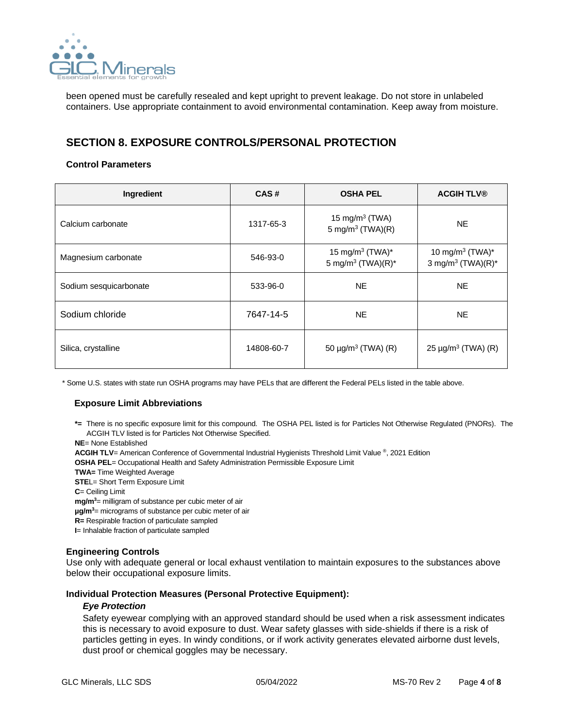been opened must be carefully resealed and kept upright to prevent leakage. Do not store in unlabeled containers. Use appropriate containment to avoid environmental contamination. Keep away from moisture.

## SECTION 8. EXPOSURE CONTROLS/PERSONAL PROTECTION

### Control Parameters

| Ingredient | CAS # | OSHA PEL | ACGIH TLV® |
|---|---|---|---|
| Calcium carbonate | 1317-65-3 | 15 mg/m³ (TWA)<br>5 mg/m³ (TWA)(R) | NE |
| Magnesium carbonate | 546-93-0 | 15 mg/m³ (TWA)*<br>5 mg/m³ (TWA)(R)* | 10 mg/m³ (TWA)*<br>3 mg/m³ (TWA)(R)* |
| Sodium sesquicarbonate | 533-96-0 | NE | NE |
| Sodium chloride | 7647-14-5 | NE | NE |
| Silica, crystalline | 14808-60-7 | 50 µg/m³ (TWA) (R) | 25 µg/m³ (TWA) (R) |

* Some U.S. states with state run OSHA programs may have PELs that are different the Federal PELs listed in the table above.

### Exposure Limit Abbreviations

**\*=** There is no specific exposure limit for this compound. The OSHA PEL listed is for Particles Not Otherwise Regulated (PNORs). The ACGIH TLV listed is for Particles Not Otherwise Specified.
**NE**= None Established
**ACGIH TLV**= American Conference of Governmental Industrial Hygienists Threshold Limit Value ®, 2021 Edition
**OSHA PEL**= Occupational Health and Safety Administration Permissible Exposure Limit
**TWA=** Time Weighted Average
**STE**L= Short Term Exposure Limit
**C**= Ceiling Limit
**mg/m³**= milligram of substance per cubic meter of air
**µg/m³**= micrograms of substance per cubic meter of air
**R=** Respirable fraction of particulate sampled
**I**= Inhalable fraction of particulate sampled

### Engineering Controls

Use only with adequate general or local exhaust ventilation to maintain exposures to the substances above below their occupational exposure limits.

### Individual Protection Measures (Personal Protective Equipment):

*Eye Protection*

Safety eyewear complying with an approved standard should be used when a risk assessment indicates this is necessary to avoid exposure to dust. Wear safety glasses with side-shields if there is a risk of particles getting in eyes. In windy conditions, or if work activity generates elevated airborne dust levels, dust proof or chemical goggles may be necessary.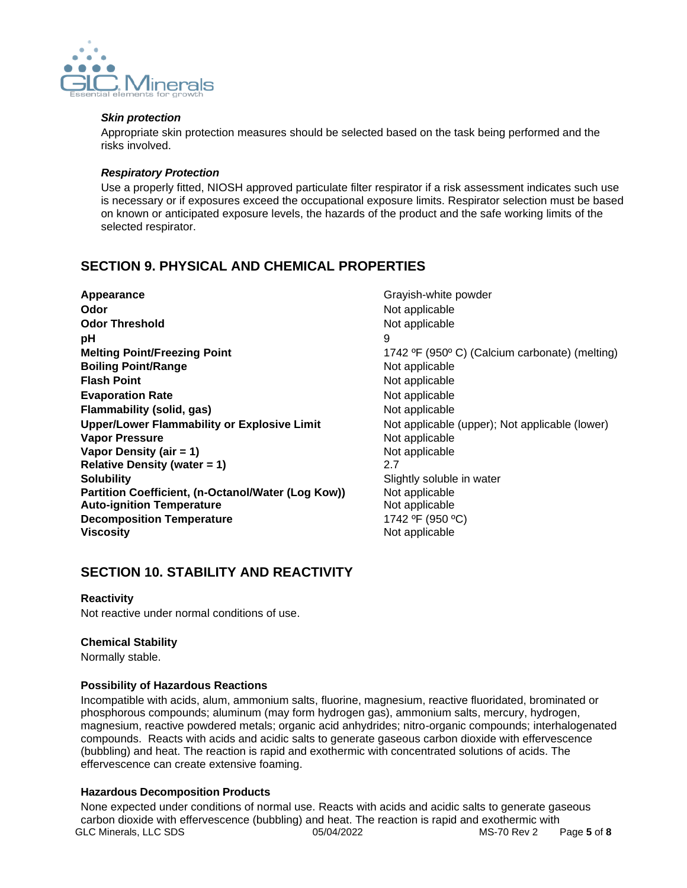***Skin protection***

Appropriate skin protection measures should be selected based on the task being performed and the risks involved.

***Respiratory Protection***

Use a properly fitted, NIOSH approved particulate filter respirator if a risk assessment indicates such use is necessary or if exposures exceed the occupational exposure limits. Respirator selection must be based on known or anticipated exposure levels, the hazards of the product and the safe working limits of the selected respirator.

## SECTION 9. PHYSICAL AND CHEMICAL PROPERTIES

| | |
|---|---|
| **Appearance** | Grayish-white powder |
| **Odor** | Not applicable |
| **Odor Threshold** | Not applicable |
| **pH** | 9 |
| **Melting Point/Freezing Point** | 1742 ºF (950º C) (Calcium carbonate) (melting) |
| **Boiling Point/Range** | Not applicable |
| **Flash Point** | Not applicable |
| **Evaporation Rate** | Not applicable |
| **Flammability (solid, gas)** | Not applicable |
| **Upper/Lower Flammability or Explosive Limit** | Not applicable (upper); Not applicable (lower) |
| **Vapor Pressure** | Not applicable |
| **Vapor Density (air = 1)** | Not applicable |
| **Relative Density (water = 1)** | 2.7 |
| **Solubility** | Slightly soluble in water |
| **Partition Coefficient, (n-Octanol/Water (Log Kow))** | Not applicable |
| **Auto-ignition Temperature** | Not applicable |
| **Decomposition Temperature** | 1742 ºF (950 ºC) |
| **Viscosity** | Not applicable |

## SECTION 10. STABILITY AND REACTIVITY

**Reactivity**

Not reactive under normal conditions of use.

**Chemical Stability**

Normally stable.

**Possibility of Hazardous Reactions**

Incompatible with acids, alum, ammonium salts, fluorine, magnesium, reactive fluoridated, brominated or phosphorous compounds; aluminum (may form hydrogen gas), ammonium salts, mercury, hydrogen, magnesium, reactive powdered metals; organic acid anhydrides; nitro-organic compounds; interhalogenated compounds. Reacts with acids and acidic salts to generate gaseous carbon dioxide with effervescence (bubbling) and heat. The reaction is rapid and exothermic with concentrated solutions of acids. The effervescence can create extensive foaming.

**Hazardous Decomposition Products**

None expected under conditions of normal use. Reacts with acids and acidic salts to generate gaseous carbon dioxide with effervescence (bubbling) and heat. The reaction is rapid and exothermic with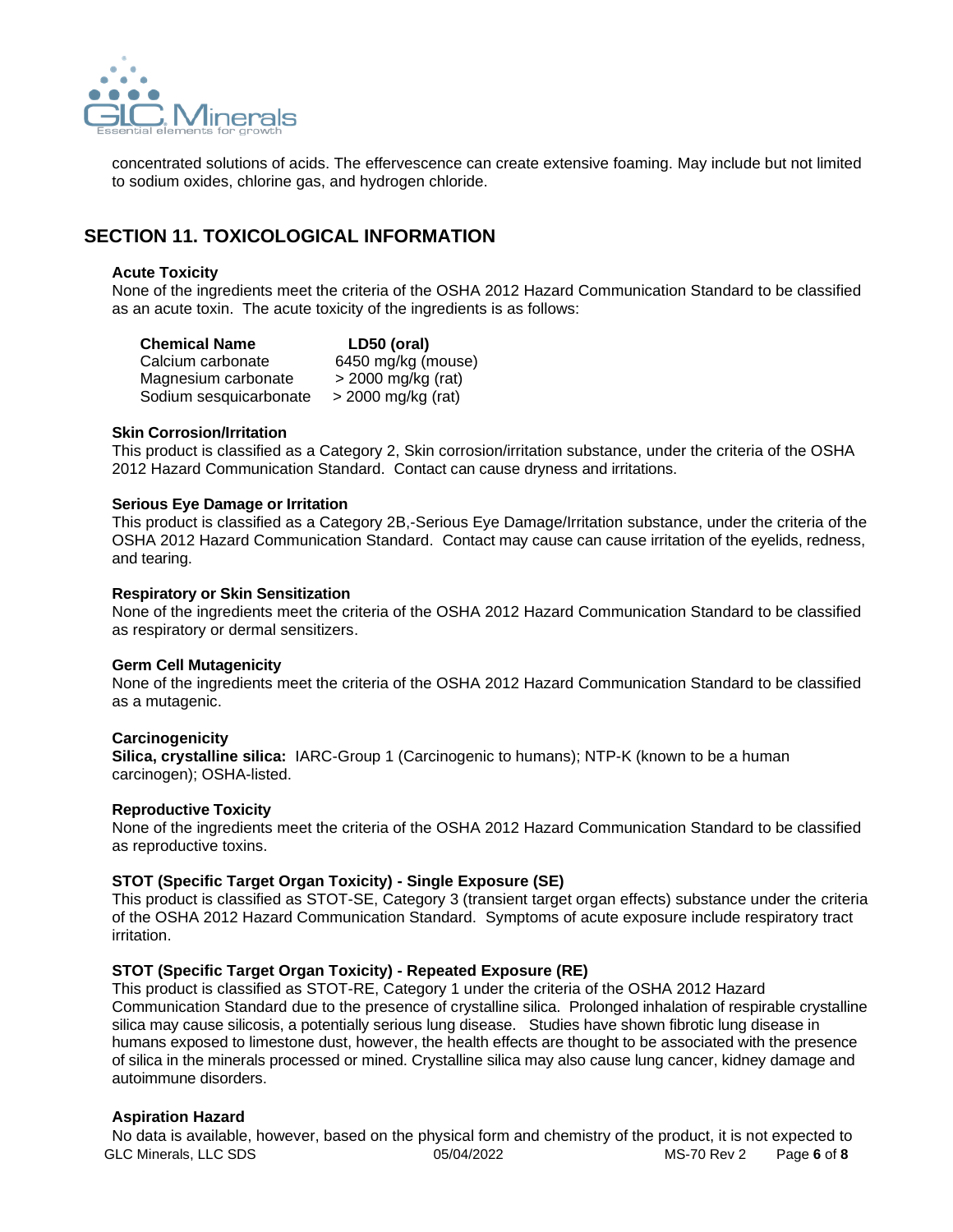concentrated solutions of acids. The effervescence can create extensive foaming. May include but not limited to sodium oxides, chlorine gas, and hydrogen chloride.

## SECTION 11. TOXICOLOGICAL INFORMATION

**Acute Toxicity**
None of the ingredients meet the criteria of the OSHA 2012 Hazard Communication Standard to be classified as an acute toxin. The acute toxicity of the ingredients is as follows:

| Chemical Name | LD50 (oral) |
| --- | --- |
| Calcium carbonate | 6450 mg/kg (mouse) |
| Magnesium carbonate | > 2000 mg/kg (rat) |
| Sodium sesquicarbonate | > 2000 mg/kg (rat) |

**Skin Corrosion/Irritation**
This product is classified as a Category 2, Skin corrosion/irritation substance, under the criteria of the OSHA 2012 Hazard Communication Standard. Contact can cause dryness and irritations.

**Serious Eye Damage or Irritation**
This product is classified as a Category 2B,-Serious Eye Damage/Irritation substance, under the criteria of the OSHA 2012 Hazard Communication Standard. Contact may cause can cause irritation of the eyelids, redness, and tearing.

**Respiratory or Skin Sensitization**
None of the ingredients meet the criteria of the OSHA 2012 Hazard Communication Standard to be classified as respiratory or dermal sensitizers.

**Germ Cell Mutagenicity**
None of the ingredients meet the criteria of the OSHA 2012 Hazard Communication Standard to be classified as a mutagenic.

**Carcinogenicity**
**Silica, crystalline silica:** IARC-Group 1 (Carcinogenic to humans); NTP-K (known to be a human carcinogen); OSHA-listed.

**Reproductive Toxicity**
None of the ingredients meet the criteria of the OSHA 2012 Hazard Communication Standard to be classified as reproductive toxins.

**STOT (Specific Target Organ Toxicity) - Single Exposure (SE)**
This product is classified as STOT-SE, Category 3 (transient target organ effects) substance under the criteria of the OSHA 2012 Hazard Communication Standard. Symptoms of acute exposure include respiratory tract irritation.

**STOT (Specific Target Organ Toxicity) - Repeated Exposure (RE)**
This product is classified as STOT-RE, Category 1 under the criteria of the OSHA 2012 Hazard Communication Standard due to the presence of crystalline silica. Prolonged inhalation of respirable crystalline silica may cause silicosis, a potentially serious lung disease. Studies have shown fibrotic lung disease in humans exposed to limestone dust, however, the health effects are thought to be associated with the presence of silica in the minerals processed or mined. Crystalline silica may also cause lung cancer, kidney damage and autoimmune disorders.

**Aspiration Hazard**
No data is available, however, based on the physical form and chemistry of the product, it is not expected to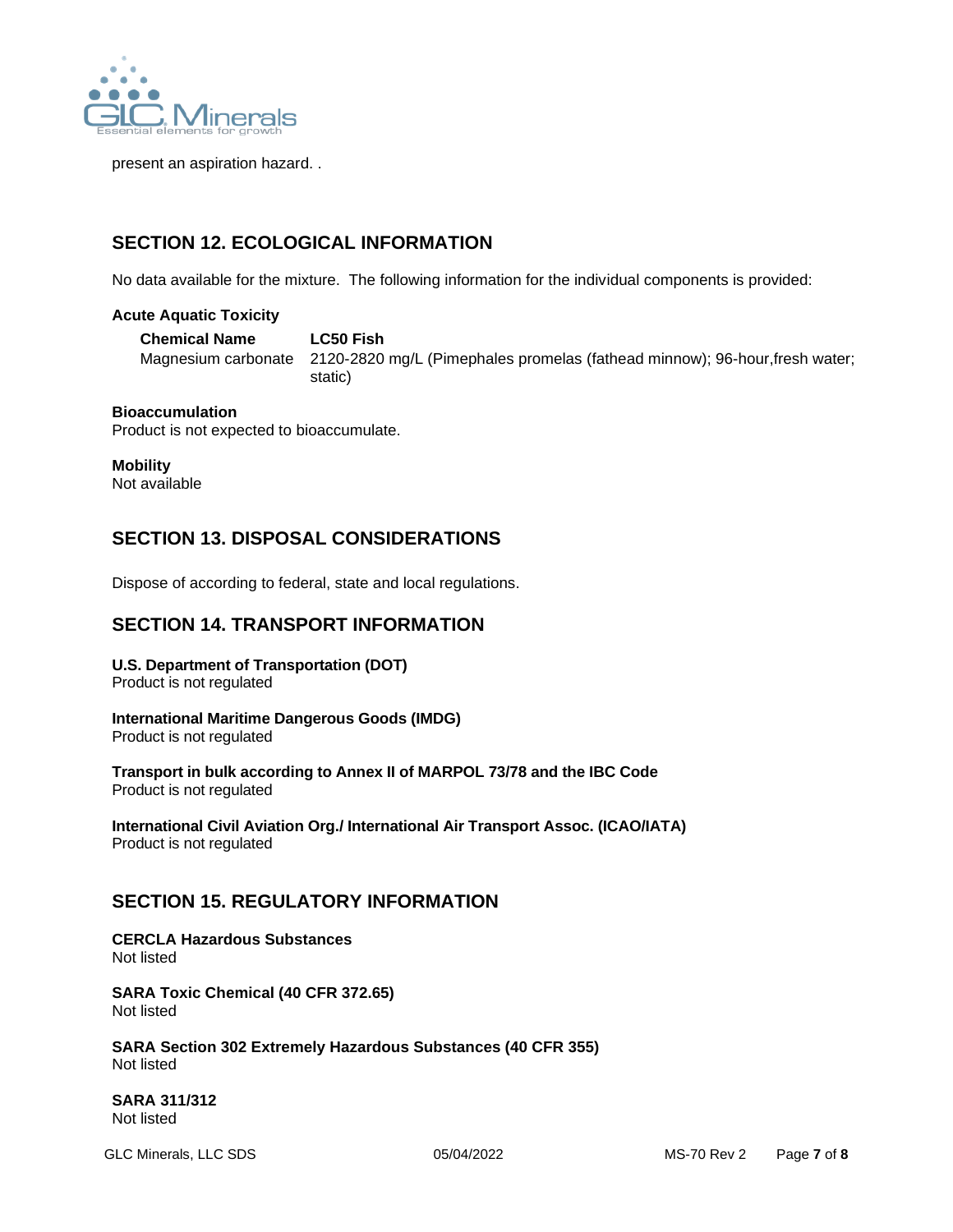present an aspiration hazard. .

## SECTION 12. ECOLOGICAL INFORMATION

No data available for the mixture. The following information for the individual components is provided:

**Acute Aquatic Toxicity**

| Chemical Name | LC50 Fish |
|---|---|
| Magnesium carbonate | 2120-2820 mg/L (Pimephales promelas (fathead minnow); 96-hour,fresh water; static) |

**Bioaccumulation**
Product is not expected to bioaccumulate.

**Mobility**
Not available

## SECTION 13. DISPOSAL CONSIDERATIONS

Dispose of according to federal, state and local regulations.

## SECTION 14. TRANSPORT INFORMATION

**U.S. Department of Transportation (DOT)**
Product is not regulated

**International Maritime Dangerous Goods (IMDG)**
Product is not regulated

**Transport in bulk according to Annex II of MARPOL 73/78 and the IBC Code**
Product is not regulated

**International Civil Aviation Org./ International Air Transport Assoc. (ICAO/IATA)**
Product is not regulated

## SECTION 15. REGULATORY INFORMATION

**CERCLA Hazardous Substances**
Not listed

**SARA Toxic Chemical (40 CFR 372.65)**
Not listed

**SARA Section 302 Extremely Hazardous Substances (40 CFR 355)**
Not listed

**SARA 311/312**
Not listed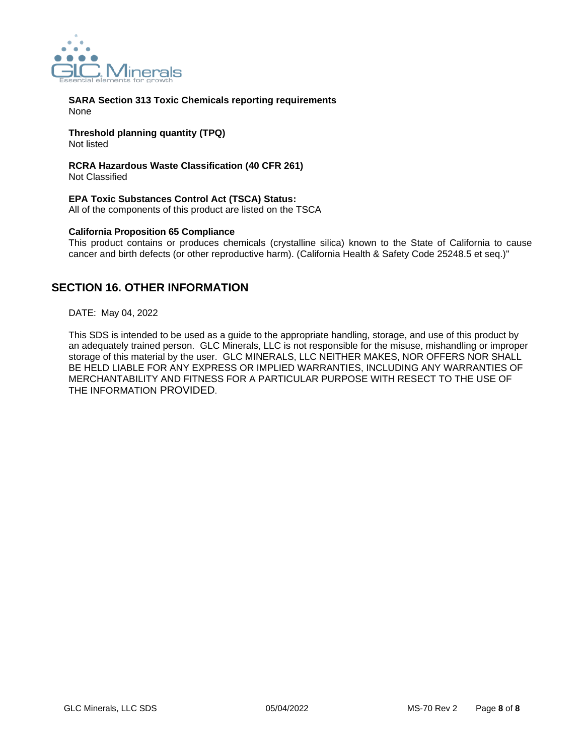**SARA Section 313 Toxic Chemicals reporting requirements**
None

**Threshold planning quantity (TPQ)**
Not listed

**RCRA Hazardous Waste Classification (40 CFR 261)**
Not Classified

**EPA Toxic Substances Control Act (TSCA) Status:**
All of the components of this product are listed on the TSCA

**California Proposition 65 Compliance**
This product contains or produces chemicals (crystalline silica) known to the State of California to cause cancer and birth defects (or other reproductive harm). (California Health & Safety Code 25248.5 et seq.)"

## SECTION 16. OTHER INFORMATION

DATE: May 04, 2022

This SDS is intended to be used as a guide to the appropriate handling, storage, and use of this product by an adequately trained person. GLC Minerals, LLC is not responsible for the misuse, mishandling or improper storage of this material by the user. GLC MINERALS, LLC NEITHER MAKES, NOR OFFERS NOR SHALL BE HELD LIABLE FOR ANY EXPRESS OR IMPLIED WARRANTIES, INCLUDING ANY WARRANTIES OF MERCHANTABILITY AND FITNESS FOR A PARTICULAR PURPOSE WITH RESECT TO THE USE OF THE INFORMATION PROVIDED.